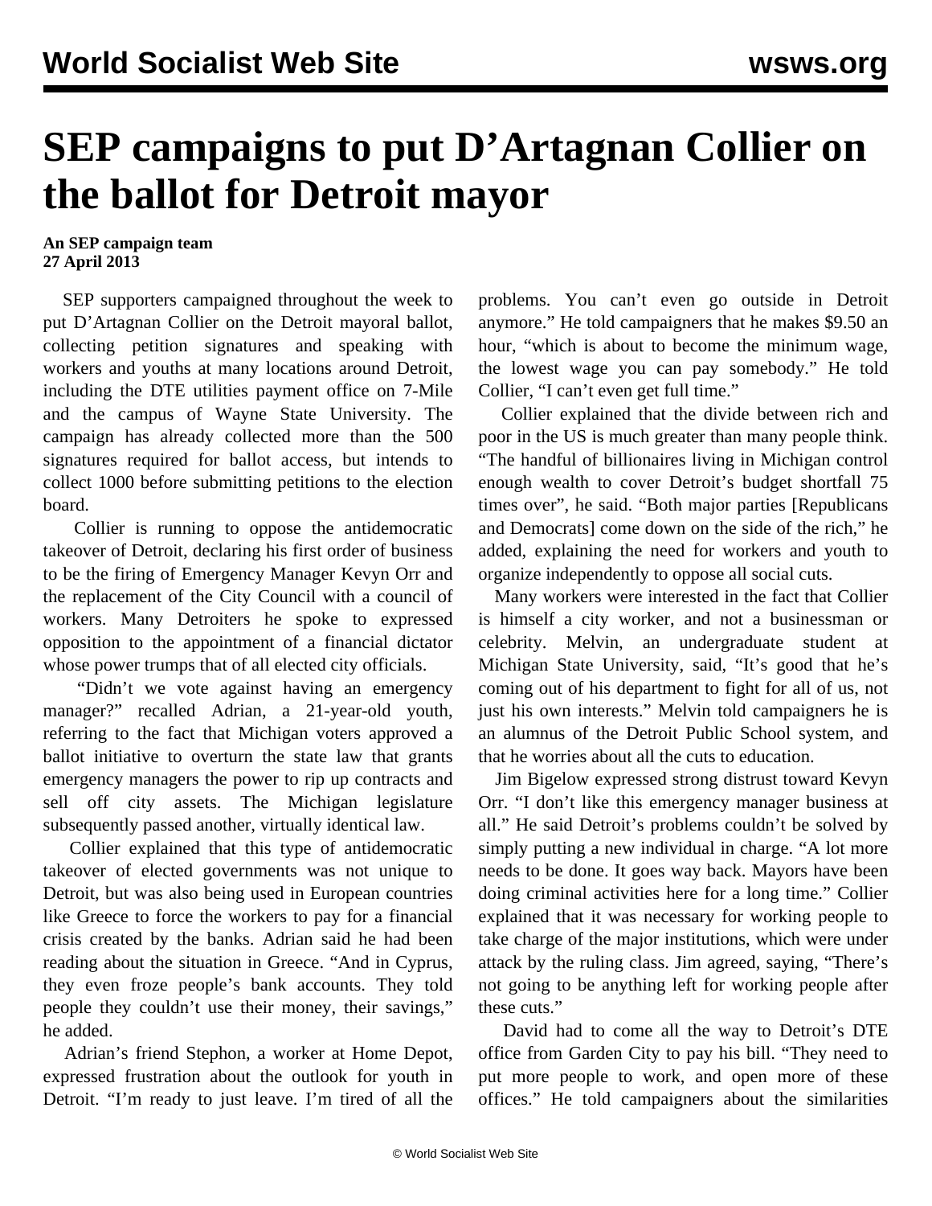# SEP campaigns to put D'Artagnan Collier on the ballot for Detroit mayor

**An SEP campaign team**
**27 April 2013**

SEP supporters campaigned throughout the week to put D'Artagnan Collier on the Detroit mayoral ballot, collecting petition signatures and speaking with workers and youths at many locations around Detroit, including the DTE utilities payment office on 7-Mile and the campus of Wayne State University. The campaign has already collected more than the 500 signatures required for ballot access, but intends to collect 1000 before submitting petitions to the election board.

Collier is running to oppose the antidemocratic takeover of Detroit, declaring his first order of business to be the firing of Emergency Manager Kevyn Orr and the replacement of the City Council with a council of workers. Many Detroiters he spoke to expressed opposition to the appointment of a financial dictator whose power trumps that of all elected city officials.

"Didn't we vote against having an emergency manager?" recalled Adrian, a 21-year-old youth, referring to the fact that Michigan voters approved a ballot initiative to overturn the state law that grants emergency managers the power to rip up contracts and sell off city assets. The Michigan legislature subsequently passed another, virtually identical law.

Collier explained that this type of antidemocratic takeover of elected governments was not unique to Detroit, but was also being used in European countries like Greece to force the workers to pay for a financial crisis created by the banks. Adrian said he had been reading about the situation in Greece. "And in Cyprus, they even froze people's bank accounts. They told people they couldn't use their money, their savings," he added.

Adrian's friend Stephon, a worker at Home Depot, expressed frustration about the outlook for youth in Detroit. "I'm ready to just leave. I'm tired of all the problems. You can't even go outside in Detroit anymore." He told campaigners that he makes $9.50 an hour, "which is about to become the minimum wage, the lowest wage you can pay somebody." He told Collier, "I can't even get full time."

Collier explained that the divide between rich and poor in the US is much greater than many people think. "The handful of billionaires living in Michigan control enough wealth to cover Detroit's budget shortfall 75 times over", he said. "Both major parties [Republicans and Democrats] come down on the side of the rich," he added, explaining the need for workers and youth to organize independently to oppose all social cuts.

Many workers were interested in the fact that Collier is himself a city worker, and not a businessman or celebrity. Melvin, an undergraduate student at Michigan State University, said, "It's good that he's coming out of his department to fight for all of us, not just his own interests." Melvin told campaigners he is an alumnus of the Detroit Public School system, and that he worries about all the cuts to education.

Jim Bigelow expressed strong distrust toward Kevyn Orr. "I don't like this emergency manager business at all." He said Detroit's problems couldn't be solved by simply putting a new individual in charge. "A lot more needs to be done. It goes way back. Mayors have been doing criminal activities here for a long time." Collier explained that it was necessary for working people to take charge of the major institutions, which were under attack by the ruling class. Jim agreed, saying, "There's not going to be anything left for working people after these cuts."

David had to come all the way to Detroit's DTE office from Garden City to pay his bill. "They need to put more people to work, and open more of these offices." He told campaigners about the similarities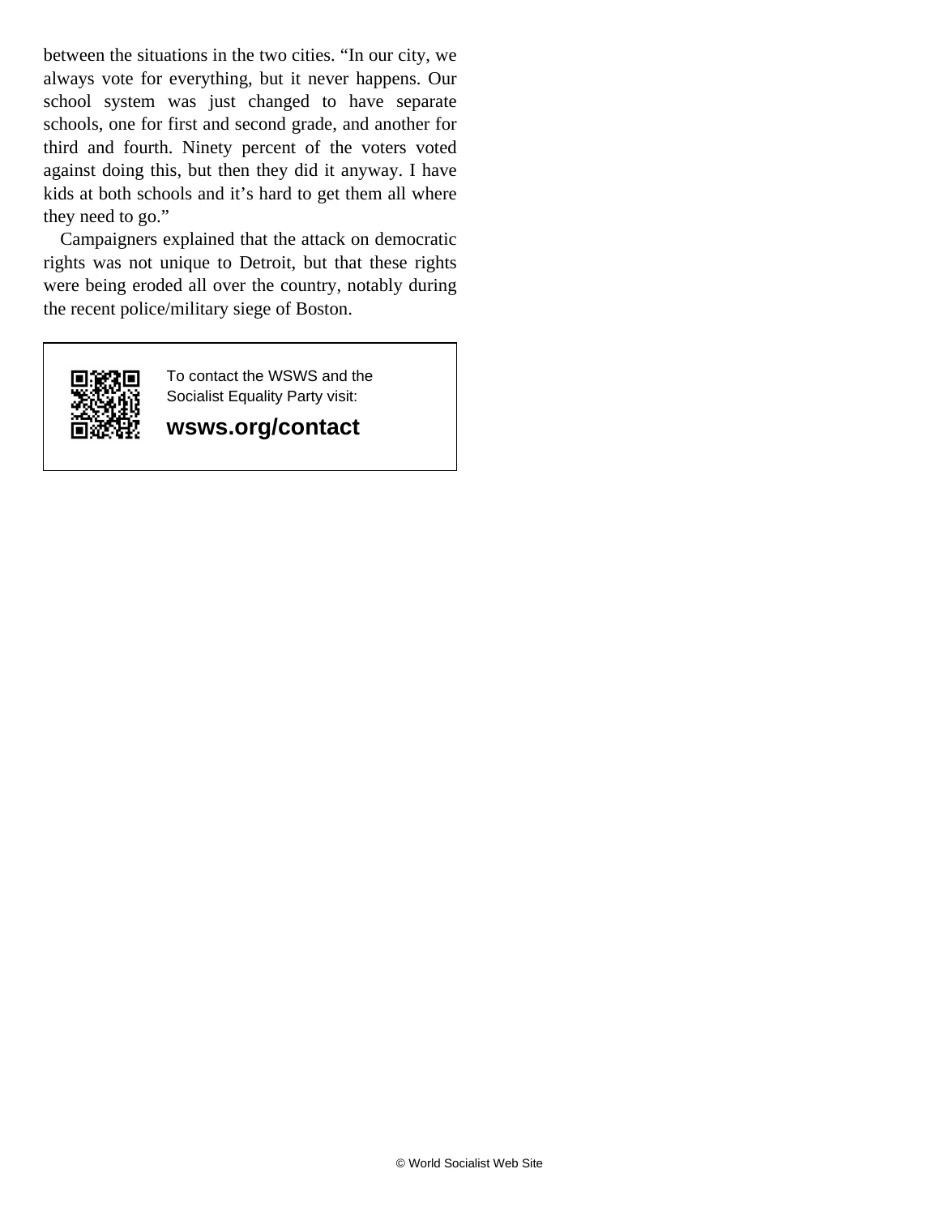between the situations in the two cities. "In our city, we always vote for everything, but it never happens. Our school system was just changed to have separate schools, one for first and second grade, and another for third and fourth. Ninety percent of the voters voted against doing this, but then they did it anyway. I have kids at both schools and it's hard to get them all where they need to go."

Campaigners explained that the attack on democratic rights was not unique to Detroit, but that these rights were being eroded all over the country, notably during the recent police/military siege of Boston.

To contact the WSWS and the Socialist Equality Party visit:

**wsws.org/contact**